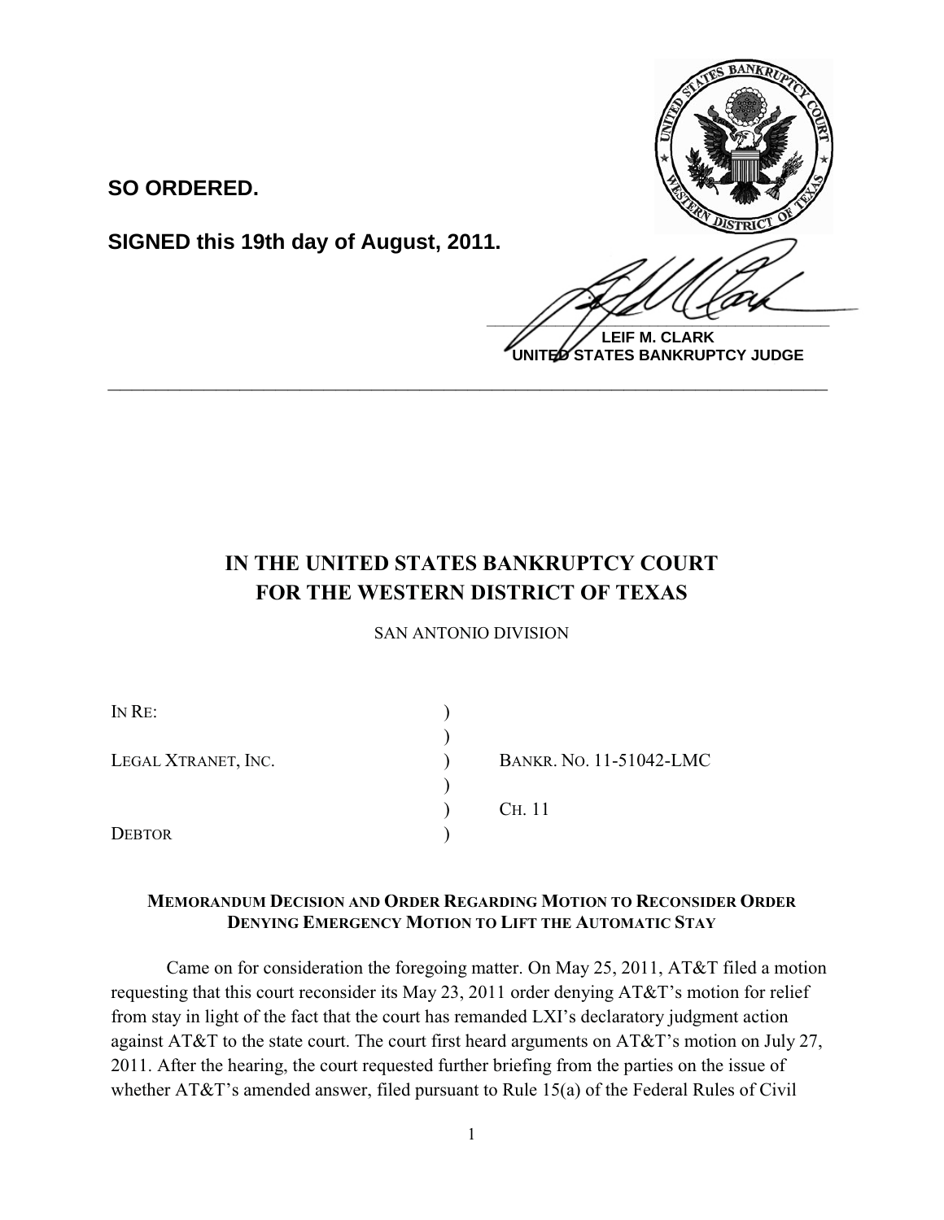**SO ORDERED.**

**SIGNED this 19th day of August, 2011.**

**LEIF M. CLARK**
**UNITED STATES BANKRUPTCY JUDGE**

---

# IN THE UNITED STATES BANKRUPTCY COURT FOR THE WESTERN DISTRICT OF TEXAS

SAN ANTONIO DIVISION

| | | |
|---|---|---|
| IN RE: | ) | |
| | ) | |
| LEGAL XTRANET, INC. | ) | BANKR. NO. 11-51042-LMC |
| | ) | |
| | ) | CH. 11 |
| DEBTOR | ) | |

**MEMORANDUM DECISION AND ORDER REGARDING MOTION TO RECONSIDER ORDER DENYING EMERGENCY MOTION TO LIFT THE AUTOMATIC STAY**

Came on for consideration the foregoing matter. On May 25, 2011, AT&T filed a motion requesting that this court reconsider its May 23, 2011 order denying AT&T's motion for relief from stay in light of the fact that the court has remanded LXI's declaratory judgment action against AT&T to the state court. The court first heard arguments on AT&T's motion on July 27, 2011. After the hearing, the court requested further briefing from the parties on the issue of whether AT&T's amended answer, filed pursuant to Rule 15(a) of the Federal Rules of Civil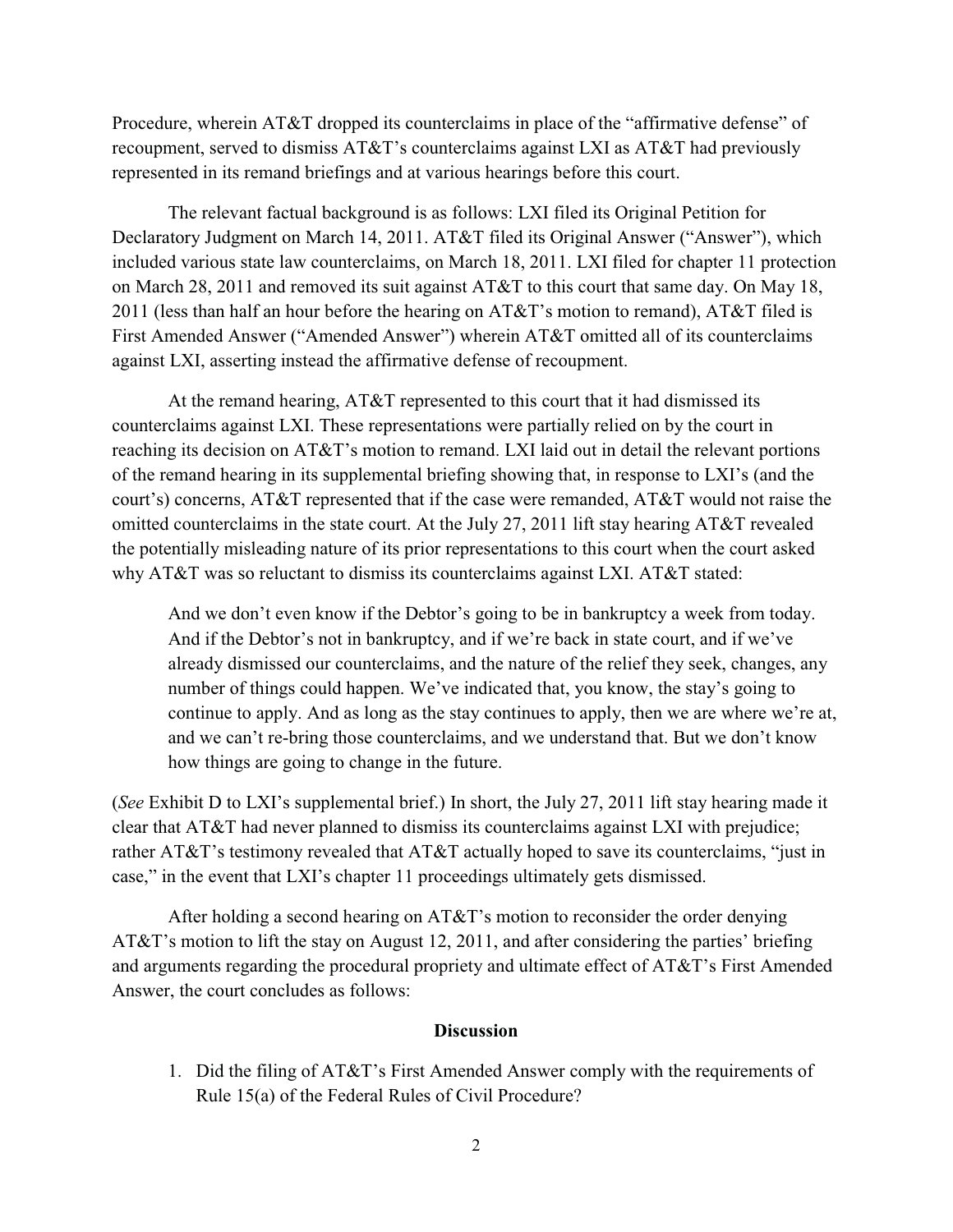Procedure, wherein AT&T dropped its counterclaims in place of the "affirmative defense" of recoupment, served to dismiss AT&T's counterclaims against LXI as AT&T had previously represented in its remand briefings and at various hearings before this court.

The relevant factual background is as follows: LXI filed its Original Petition for Declaratory Judgment on March 14, 2011. AT&T filed its Original Answer ("Answer"), which included various state law counterclaims, on March 18, 2011. LXI filed for chapter 11 protection on March 28, 2011 and removed its suit against AT&T to this court that same day. On May 18, 2011 (less than half an hour before the hearing on AT&T's motion to remand), AT&T filed is First Amended Answer ("Amended Answer") wherein AT&T omitted all of its counterclaims against LXI, asserting instead the affirmative defense of recoupment.

At the remand hearing, AT&T represented to this court that it had dismissed its counterclaims against LXI. These representations were partially relied on by the court in reaching its decision on AT&T's motion to remand. LXI laid out in detail the relevant portions of the remand hearing in its supplemental briefing showing that, in response to LXI's (and the court's) concerns, AT&T represented that if the case were remanded, AT&T would not raise the omitted counterclaims in the state court. At the July 27, 2011 lift stay hearing AT&T revealed the potentially misleading nature of its prior representations to this court when the court asked why AT&T was so reluctant to dismiss its counterclaims against LXI. AT&T stated:

> And we don't even know if the Debtor's going to be in bankruptcy a week from today. And if the Debtor's not in bankruptcy, and if we're back in state court, and if we've already dismissed our counterclaims, and the nature of the relief they seek, changes, any number of things could happen. We've indicated that, you know, the stay's going to continue to apply. And as long as the stay continues to apply, then we are where we're at, and we can't re-bring those counterclaims, and we understand that. But we don't know how things are going to change in the future.

(*See* Exhibit D to LXI's supplemental brief.) In short, the July 27, 2011 lift stay hearing made it clear that AT&T had never planned to dismiss its counterclaims against LXI with prejudice; rather AT&T's testimony revealed that AT&T actually hoped to save its counterclaims, "just in case," in the event that LXI's chapter 11 proceedings ultimately gets dismissed.

After holding a second hearing on AT&T's motion to reconsider the order denying AT&T's motion to lift the stay on August 12, 2011, and after considering the parties' briefing and arguments regarding the procedural propriety and ultimate effect of AT&T's First Amended Answer, the court concludes as follows:

## Discussion

1. Did the filing of AT&T's First Amended Answer comply with the requirements of Rule 15(a) of the Federal Rules of Civil Procedure?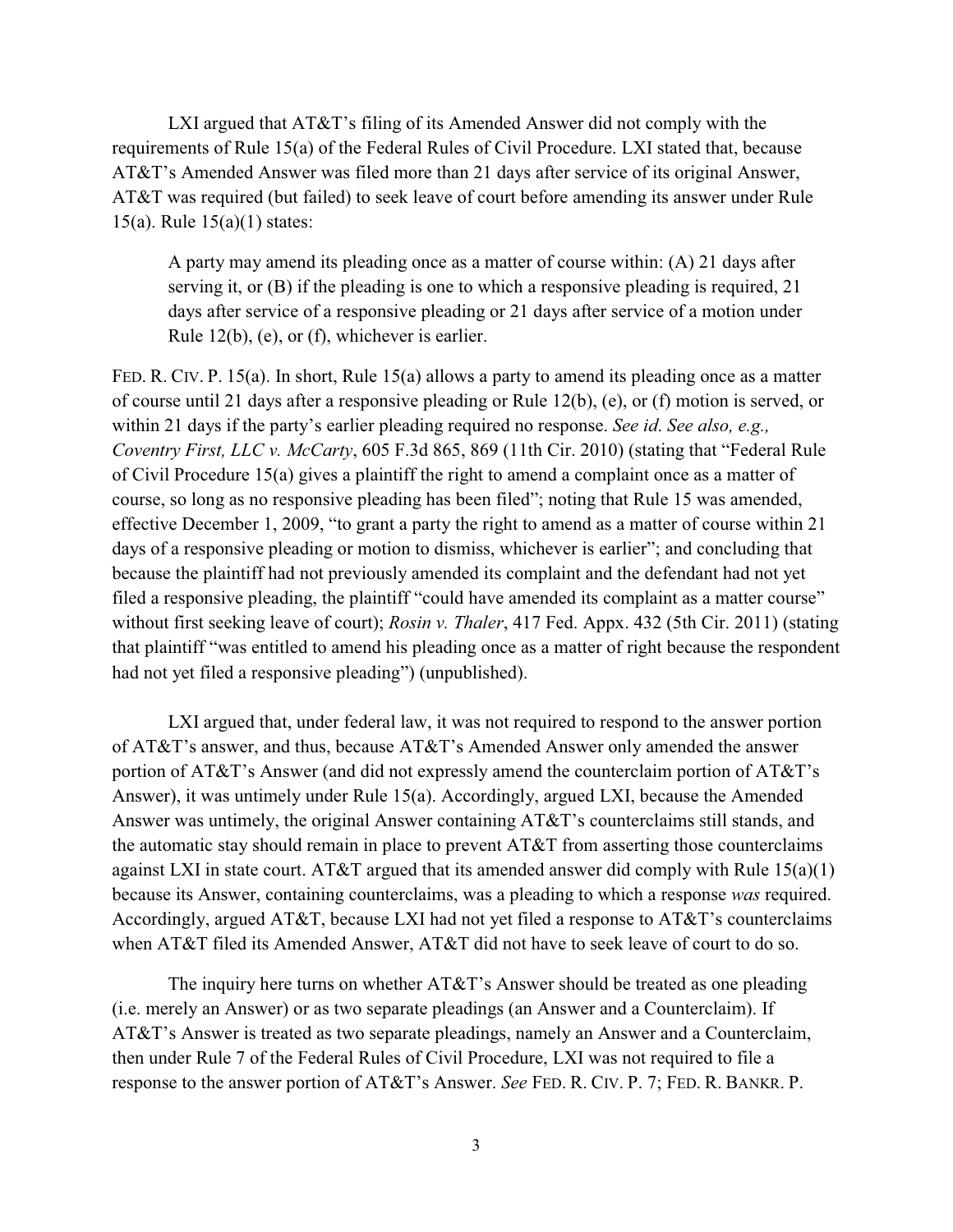LXI argued that AT&T's filing of its Amended Answer did not comply with the requirements of Rule 15(a) of the Federal Rules of Civil Procedure. LXI stated that, because AT&T's Amended Answer was filed more than 21 days after service of its original Answer, AT&T was required (but failed) to seek leave of court before amending its answer under Rule 15(a). Rule 15(a)(1) states:

> A party may amend its pleading once as a matter of course within: (A) 21 days after serving it, or (B) if the pleading is one to which a responsive pleading is required, 21 days after service of a responsive pleading or 21 days after service of a motion under Rule 12(b), (e), or (f), whichever is earlier.

FED. R. CIV. P. 15(a). In short, Rule 15(a) allows a party to amend its pleading once as a matter of course until 21 days after a responsive pleading or Rule 12(b), (e), or (f) motion is served, or within 21 days if the party's earlier pleading required no response. *See id. See also, e.g., Coventry First, LLC v. McCarty*, 605 F.3d 865, 869 (11th Cir. 2010) (stating that "Federal Rule of Civil Procedure 15(a) gives a plaintiff the right to amend a complaint once as a matter of course, so long as no responsive pleading has been filed"; noting that Rule 15 was amended, effective December 1, 2009, "to grant a party the right to amend as a matter of course within 21 days of a responsive pleading or motion to dismiss, whichever is earlier"; and concluding that because the plaintiff had not previously amended its complaint and the defendant had not yet filed a responsive pleading, the plaintiff "could have amended its complaint as a matter course" without first seeking leave of court); *Rosin v. Thaler*, 417 Fed. Appx. 432 (5th Cir. 2011) (stating that plaintiff "was entitled to amend his pleading once as a matter of right because the respondent had not yet filed a responsive pleading") (unpublished).

LXI argued that, under federal law, it was not required to respond to the answer portion of AT&T's answer, and thus, because AT&T's Amended Answer only amended the answer portion of AT&T's Answer (and did not expressly amend the counterclaim portion of AT&T's Answer), it was untimely under Rule 15(a). Accordingly, argued LXI, because the Amended Answer was untimely, the original Answer containing AT&T's counterclaims still stands, and the automatic stay should remain in place to prevent AT&T from asserting those counterclaims against LXI in state court. AT&T argued that its amended answer did comply with Rule 15(a)(1) because its Answer, containing counterclaims, was a pleading to which a response *was* required. Accordingly, argued AT&T, because LXI had not yet filed a response to AT&T's counterclaims when AT&T filed its Amended Answer, AT&T did not have to seek leave of court to do so.

The inquiry here turns on whether AT&T's Answer should be treated as one pleading (i.e. merely an Answer) or as two separate pleadings (an Answer and a Counterclaim). If AT&T's Answer is treated as two separate pleadings, namely an Answer and a Counterclaim, then under Rule 7 of the Federal Rules of Civil Procedure, LXI was not required to file a response to the answer portion of AT&T's Answer. *See* FED. R. CIV. P. 7; FED. R. BANKR. P.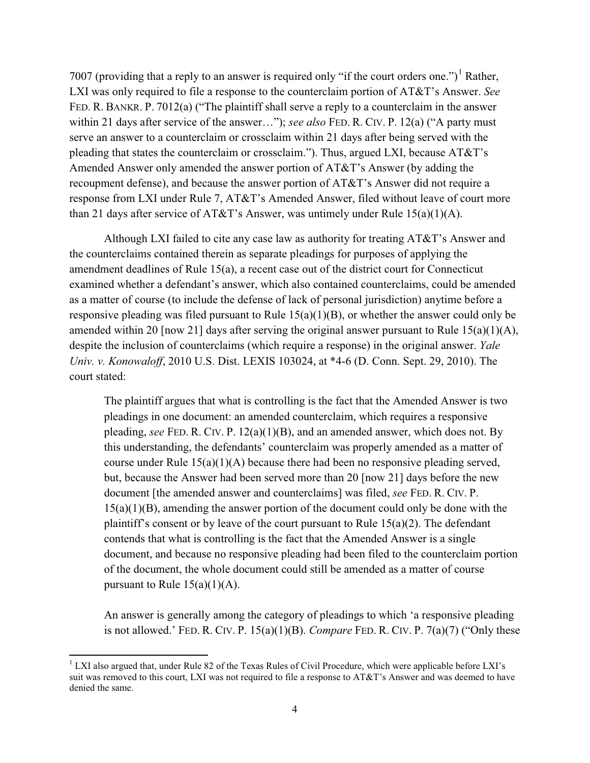7007 (providing that a reply to an answer is required only "if the court orders one.")[1] Rather, LXI was only required to file a response to the counterclaim portion of AT&T's Answer. *See* FED. R. BANKR. P. 7012(a) ("The plaintiff shall serve a reply to a counterclaim in the answer within 21 days after service of the answer…"); *see also* FED. R. CIV. P. 12(a) ("A party must serve an answer to a counterclaim or crossclaim within 21 days after being served with the pleading that states the counterclaim or crossclaim."). Thus, argued LXI, because AT&T's Amended Answer only amended the answer portion of AT&T's Answer (by adding the recoupment defense), and because the answer portion of AT&T's Answer did not require a response from LXI under Rule 7, AT&T's Amended Answer, filed without leave of court more than 21 days after service of AT&T's Answer, was untimely under Rule 15(a)(1)(A).

Although LXI failed to cite any case law as authority for treating AT&T's Answer and the counterclaims contained therein as separate pleadings for purposes of applying the amendment deadlines of Rule 15(a), a recent case out of the district court for Connecticut examined whether a defendant's answer, which also contained counterclaims, could be amended as a matter of course (to include the defense of lack of personal jurisdiction) anytime before a responsive pleading was filed pursuant to Rule 15(a)(1)(B), or whether the answer could only be amended within 20 [now 21] days after serving the original answer pursuant to Rule 15(a)(1)(A), despite the inclusion of counterclaims (which require a response) in the original answer. *Yale Univ. v. Konowaloff*, 2010 U.S. Dist. LEXIS 103024, at *4-6 (D. Conn. Sept. 29, 2010). The court stated:

> The plaintiff argues that what is controlling is the fact that the Amended Answer is two pleadings in one document: an amended counterclaim, which requires a responsive pleading, *see* FED. R. CIV. P. 12(a)(1)(B), and an amended answer, which does not. By this understanding, the defendants' counterclaim was properly amended as a matter of course under Rule 15(a)(1)(A) because there had been no responsive pleading served, but, because the Answer had been served more than 20 [now 21] days before the new document [the amended answer and counterclaims] was filed, *see* FED. R. CIV. P. 15(a)(1)(B), amending the answer portion of the document could only be done with the plaintiff's consent or by leave of the court pursuant to Rule 15(a)(2). The defendant contends that what is controlling is the fact that the Amended Answer is a single document, and because no responsive pleading had been filed to the counterclaim portion of the document, the whole document could still be amended as a matter of course pursuant to Rule 15(a)(1)(A).
>
> An answer is generally among the category of pleadings to which 'a responsive pleading is not allowed.' FED. R. CIV. P. 15(a)(1)(B). *Compare* FED. R. CIV. P. 7(a)(7) ("Only these

[1] LXI also argued that, under Rule 82 of the Texas Rules of Civil Procedure, which were applicable before LXI's suit was removed to this court, LXI was not required to file a response to AT&T's Answer and was deemed to have denied the same.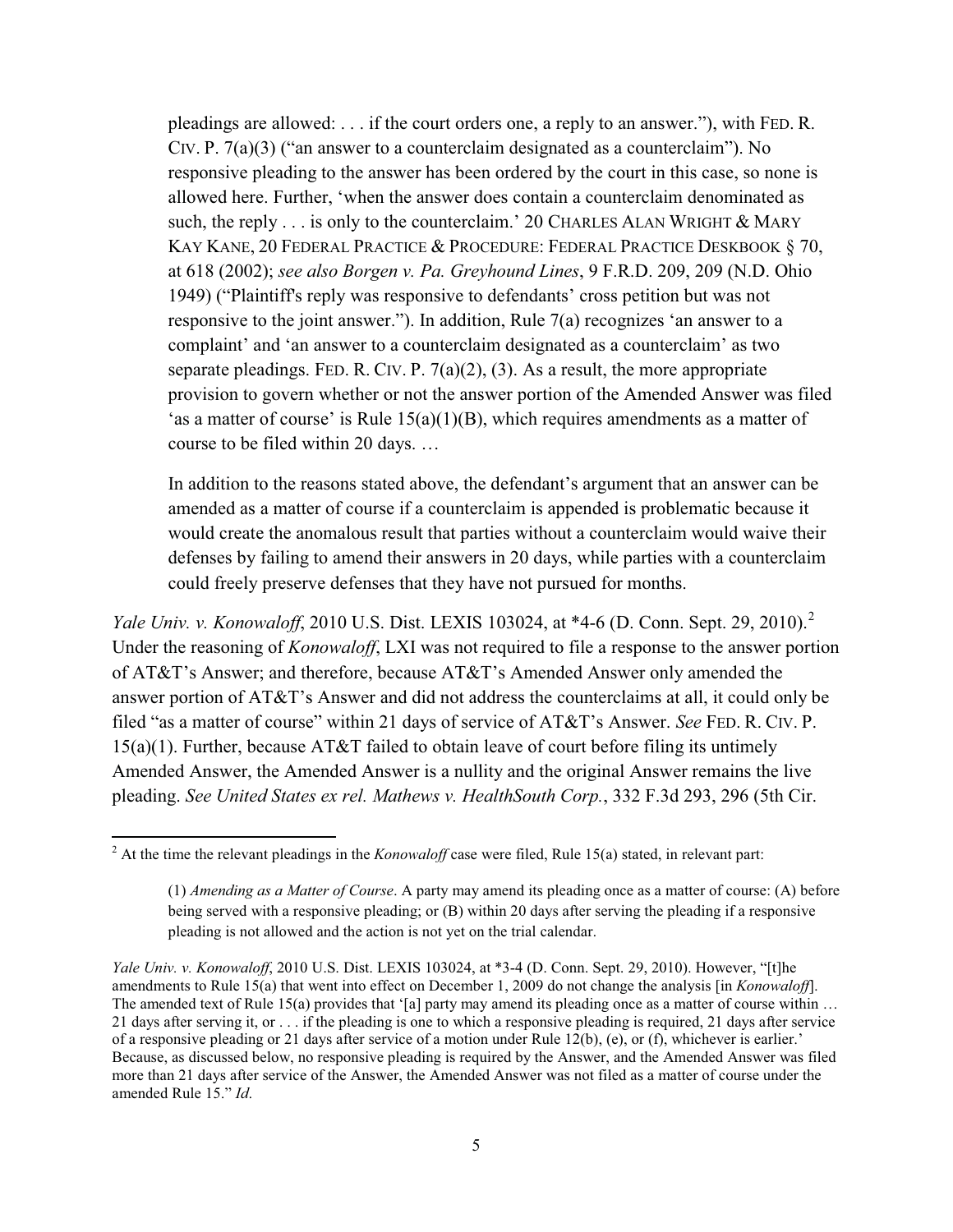> pleadings are allowed: . . . if the court orders one, a reply to an answer."), with FED. R. CIV. P. 7(a)(3) ("an answer to a counterclaim designated as a counterclaim"). No responsive pleading to the answer has been ordered by the court in this case, so none is allowed here. Further, 'when the answer does contain a counterclaim denominated as such, the reply . . . is only to the counterclaim.' 20 CHARLES ALAN WRIGHT & MARY KAY KANE, 20 FEDERAL PRACTICE & PROCEDURE: FEDERAL PRACTICE DESKBOOK § 70, at 618 (2002); *see also Borgen v. Pa. Greyhound Lines*, 9 F.R.D. 209, 209 (N.D. Ohio 1949) ("Plaintiff's reply was responsive to defendants' cross petition but was not responsive to the joint answer."). In addition, Rule 7(a) recognizes 'an answer to a complaint' and 'an answer to a counterclaim designated as a counterclaim' as two separate pleadings. FED. R. CIV. P. 7(a)(2), (3). As a result, the more appropriate provision to govern whether or not the answer portion of the Amended Answer was filed 'as a matter of course' is Rule 15(a)(1)(B), which requires amendments as a matter of course to be filed within 20 days. …
>
> In addition to the reasons stated above, the defendant's argument that an answer can be amended as a matter of course if a counterclaim is appended is problematic because it would create the anomalous result that parties without a counterclaim would waive their defenses by failing to amend their answers in 20 days, while parties with a counterclaim could freely preserve defenses that they have not pursued for months.

*Yale Univ. v. Konowaloff*, 2010 U.S. Dist. LEXIS 103024, at *4-6 (D. Conn. Sept. 29, 2010).[2] Under the reasoning of *Konowaloff*, LXI was not required to file a response to the answer portion of AT&T's Answer; and therefore, because AT&T's Amended Answer only amended the answer portion of AT&T's Answer and did not address the counterclaims at all, it could only be filed "as a matter of course" within 21 days of service of AT&T's Answer. *See* FED. R. CIV. P. 15(a)(1). Further, because AT&T failed to obtain leave of court before filing its untimely Amended Answer, the Amended Answer is a nullity and the original Answer remains the live pleading. *See United States ex rel. Mathews v. HealthSouth Corp.*, 332 F.3d 293, 296 (5th Cir.

---

[2] At the time the relevant pleadings in the *Konowaloff* case were filed, Rule 15(a) stated, in relevant part:

> (1) *Amending as a Matter of Course*. A party may amend its pleading once as a matter of course: (A) before being served with a responsive pleading; or (B) within 20 days after serving the pleading if a responsive pleading is not allowed and the action is not yet on the trial calendar.

*Yale Univ. v. Konowaloff*, 2010 U.S. Dist. LEXIS 103024, at *3-4 (D. Conn. Sept. 29, 2010). However, "[t]he amendments to Rule 15(a) that went into effect on December 1, 2009 do not change the analysis [in *Konowaloff*]. The amended text of Rule 15(a) provides that '[a] party may amend its pleading once as a matter of course within … 21 days after serving it, or . . . if the pleading is one to which a responsive pleading is required, 21 days after service of a responsive pleading or 21 days after service of a motion under Rule 12(b), (e), or (f), whichever is earlier.' Because, as discussed below, no responsive pleading is required by the Answer, and the Amended Answer was filed more than 21 days after service of the Answer, the Amended Answer was not filed as a matter of course under the amended Rule 15." *Id.*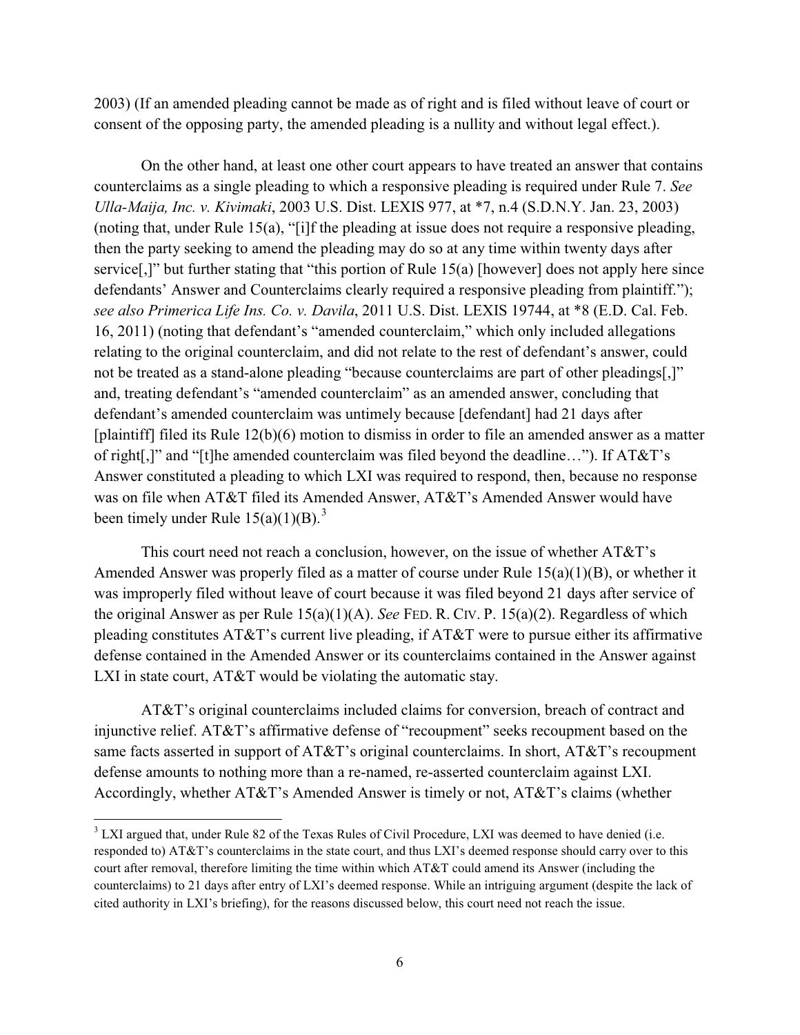2003) (If an amended pleading cannot be made as of right and is filed without leave of court or consent of the opposing party, the amended pleading is a nullity and without legal effect.).

On the other hand, at least one other court appears to have treated an answer that contains counterclaims as a single pleading to which a responsive pleading is required under Rule 7. *See Ulla-Maija, Inc. v. Kivimaki*, 2003 U.S. Dist. LEXIS 977, at *7, n.4 (S.D.N.Y. Jan. 23, 2003) (noting that, under Rule 15(a), "[i]f the pleading at issue does not require a responsive pleading, then the party seeking to amend the pleading may do so at any time within twenty days after service[,]" but further stating that "this portion of Rule 15(a) [however] does not apply here since defendants' Answer and Counterclaims clearly required a responsive pleading from plaintiff."); *see also Primerica Life Ins. Co. v. Davila*, 2011 U.S. Dist. LEXIS 19744, at *8 (E.D. Cal. Feb. 16, 2011) (noting that defendant's "amended counterclaim," which only included allegations relating to the original counterclaim, and did not relate to the rest of defendant's answer, could not be treated as a stand-alone pleading "because counterclaims are part of other pleadings[,]" and, treating defendant's "amended counterclaim" as an amended answer, concluding that defendant's amended counterclaim was untimely because [defendant] had 21 days after [plaintiff] filed its Rule 12(b)(6) motion to dismiss in order to file an amended answer as a matter of right[,]" and "[t]he amended counterclaim was filed beyond the deadline…"). If AT&T's Answer constituted a pleading to which LXI was required to respond, then, because no response was on file when AT&T filed its Amended Answer, AT&T's Amended Answer would have been timely under Rule 15(a)(1)(B).[3]

This court need not reach a conclusion, however, on the issue of whether AT&T's Amended Answer was properly filed as a matter of course under Rule 15(a)(1)(B), or whether it was improperly filed without leave of court because it was filed beyond 21 days after service of the original Answer as per Rule 15(a)(1)(A). *See* FED. R. CIV. P. 15(a)(2). Regardless of which pleading constitutes AT&T's current live pleading, if AT&T were to pursue either its affirmative defense contained in the Amended Answer or its counterclaims contained in the Answer against LXI in state court, AT&T would be violating the automatic stay.

AT&T's original counterclaims included claims for conversion, breach of contract and injunctive relief. AT&T's affirmative defense of "recoupment" seeks recoupment based on the same facts asserted in support of AT&T's original counterclaims. In short, AT&T's recoupment defense amounts to nothing more than a re-named, re-asserted counterclaim against LXI. Accordingly, whether AT&T's Amended Answer is timely or not, AT&T's claims (whether

[3] LXI argued that, under Rule 82 of the Texas Rules of Civil Procedure, LXI was deemed to have denied (i.e. responded to) AT&T's counterclaims in the state court, and thus LXI's deemed response should carry over to this court after removal, therefore limiting the time within which AT&T could amend its Answer (including the counterclaims) to 21 days after entry of LXI's deemed response. While an intriguing argument (despite the lack of cited authority in LXI's briefing), for the reasons discussed below, this court need not reach the issue.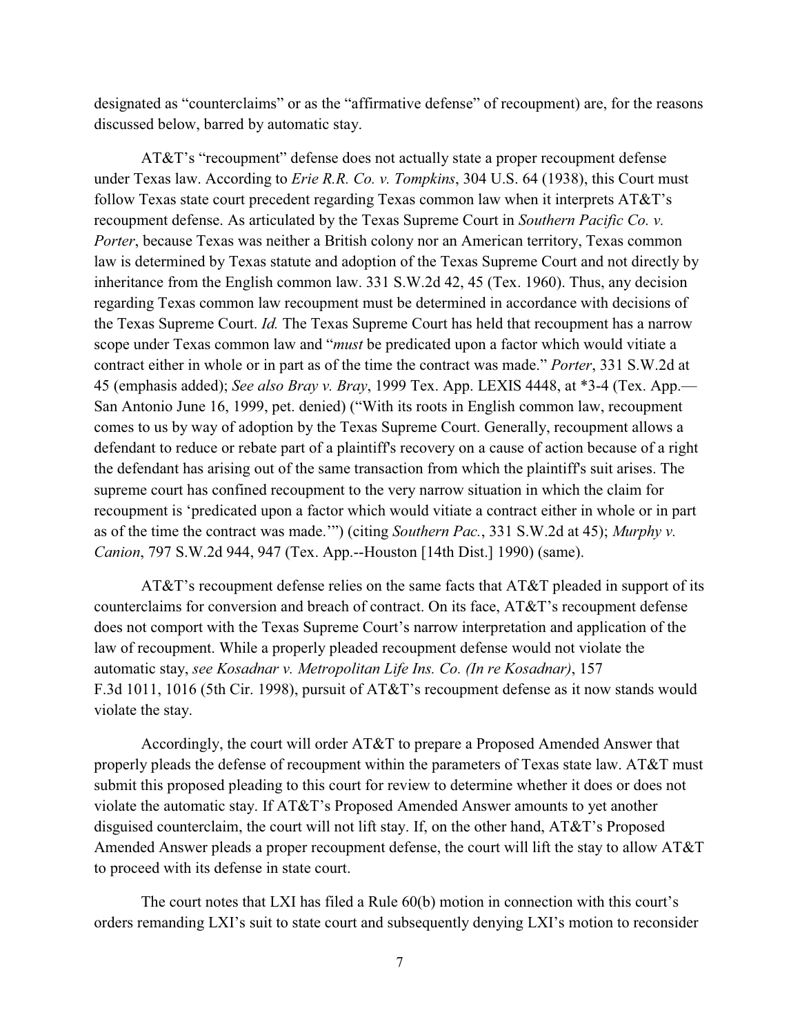designated as "counterclaims" or as the "affirmative defense" of recoupment) are, for the reasons discussed below, barred by automatic stay.

AT&T's "recoupment" defense does not actually state a proper recoupment defense under Texas law. According to *Erie R.R. Co. v. Tompkins*, 304 U.S. 64 (1938), this Court must follow Texas state court precedent regarding Texas common law when it interprets AT&T's recoupment defense. As articulated by the Texas Supreme Court in *Southern Pacific Co. v. Porter*, because Texas was neither a British colony nor an American territory, Texas common law is determined by Texas statute and adoption of the Texas Supreme Court and not directly by inheritance from the English common law. 331 S.W.2d 42, 45 (Tex. 1960). Thus, any decision regarding Texas common law recoupment must be determined in accordance with decisions of the Texas Supreme Court. *Id.* The Texas Supreme Court has held that recoupment has a narrow scope under Texas common law and "*must* be predicated upon a factor which would vitiate a contract either in whole or in part as of the time the contract was made." *Porter*, 331 S.W.2d at 45 (emphasis added); *See also Bray v. Bray*, 1999 Tex. App. LEXIS 4448, at *3-4 (Tex. App.—San Antonio June 16, 1999, pet. denied) ("With its roots in English common law, recoupment comes to us by way of adoption by the Texas Supreme Court. Generally, recoupment allows a defendant to reduce or rebate part of a plaintiff's recovery on a cause of action because of a right the defendant has arising out of the same transaction from which the plaintiff's suit arises. The supreme court has confined recoupment to the very narrow situation in which the claim for recoupment is 'predicated upon a factor which would vitiate a contract either in whole or in part as of the time the contract was made.'") (citing *Southern Pac.*, 331 S.W.2d at 45); *Murphy v. Canion*, 797 S.W.2d 944, 947 (Tex. App.--Houston [14th Dist.] 1990) (same).

AT&T's recoupment defense relies on the same facts that AT&T pleaded in support of its counterclaims for conversion and breach of contract. On its face, AT&T's recoupment defense does not comport with the Texas Supreme Court's narrow interpretation and application of the law of recoupment. While a properly pleaded recoupment defense would not violate the automatic stay, *see Kosadnar v. Metropolitan Life Ins. Co. (In re Kosadnar)*, 157 F.3d 1011, 1016 (5th Cir. 1998), pursuit of AT&T's recoupment defense as it now stands would violate the stay.

Accordingly, the court will order AT&T to prepare a Proposed Amended Answer that properly pleads the defense of recoupment within the parameters of Texas state law. AT&T must submit this proposed pleading to this court for review to determine whether it does or does not violate the automatic stay. If AT&T's Proposed Amended Answer amounts to yet another disguised counterclaim, the court will not lift stay. If, on the other hand, AT&T's Proposed Amended Answer pleads a proper recoupment defense, the court will lift the stay to allow AT&T to proceed with its defense in state court.

The court notes that LXI has filed a Rule 60(b) motion in connection with this court's orders remanding LXI's suit to state court and subsequently denying LXI's motion to reconsider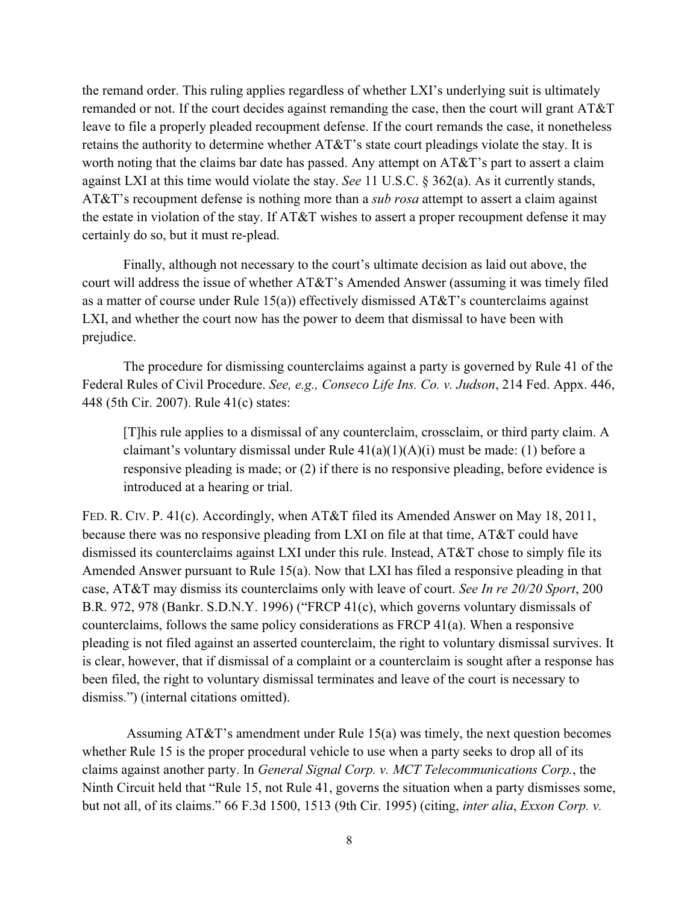the remand order. This ruling applies regardless of whether LXI's underlying suit is ultimately remanded or not. If the court decides against remanding the case, then the court will grant AT&T leave to file a properly pleaded recoupment defense. If the court remands the case, it nonetheless retains the authority to determine whether AT&T's state court pleadings violate the stay. It is worth noting that the claims bar date has passed. Any attempt on AT&T's part to assert a claim against LXI at this time would violate the stay. *See* 11 U.S.C. § 362(a). As it currently stands, AT&T's recoupment defense is nothing more than a *sub rosa* attempt to assert a claim against the estate in violation of the stay. If AT&T wishes to assert a proper recoupment defense it may certainly do so, but it must re-plead.

Finally, although not necessary to the court's ultimate decision as laid out above, the court will address the issue of whether AT&T's Amended Answer (assuming it was timely filed as a matter of course under Rule 15(a)) effectively dismissed AT&T's counterclaims against LXI, and whether the court now has the power to deem that dismissal to have been with prejudice.

The procedure for dismissing counterclaims against a party is governed by Rule 41 of the Federal Rules of Civil Procedure. *See, e.g., Conseco Life Ins. Co. v. Judson*, 214 Fed. Appx. 446, 448 (5th Cir. 2007). Rule 41(c) states:

> [T]his rule applies to a dismissal of any counterclaim, crossclaim, or third party claim. A claimant's voluntary dismissal under Rule 41(a)(1)(A)(i) must be made: (1) before a responsive pleading is made; or (2) if there is no responsive pleading, before evidence is introduced at a hearing or trial.

FED. R. CIV. P. 41(c). Accordingly, when AT&T filed its Amended Answer on May 18, 2011, because there was no responsive pleading from LXI on file at that time, AT&T could have dismissed its counterclaims against LXI under this rule. Instead, AT&T chose to simply file its Amended Answer pursuant to Rule 15(a). Now that LXI has filed a responsive pleading in that case, AT&T may dismiss its counterclaims only with leave of court. *See In re 20/20 Sport*, 200 B.R. 972, 978 (Bankr. S.D.N.Y. 1996) ("FRCP 41(c), which governs voluntary dismissals of counterclaims, follows the same policy considerations as FRCP 41(a). When a responsive pleading is not filed against an asserted counterclaim, the right to voluntary dismissal survives. It is clear, however, that if dismissal of a complaint or a counterclaim is sought after a response has been filed, the right to voluntary dismissal terminates and leave of the court is necessary to dismiss.") (internal citations omitted).

Assuming AT&T's amendment under Rule 15(a) was timely, the next question becomes whether Rule 15 is the proper procedural vehicle to use when a party seeks to drop all of its claims against another party. In *General Signal Corp. v. MCT Telecommunications Corp.*, the Ninth Circuit held that "Rule 15, not Rule 41, governs the situation when a party dismisses some, but not all, of its claims." 66 F.3d 1500, 1513 (9th Cir. 1995) (citing, *inter alia*, *Exxon Corp. v.*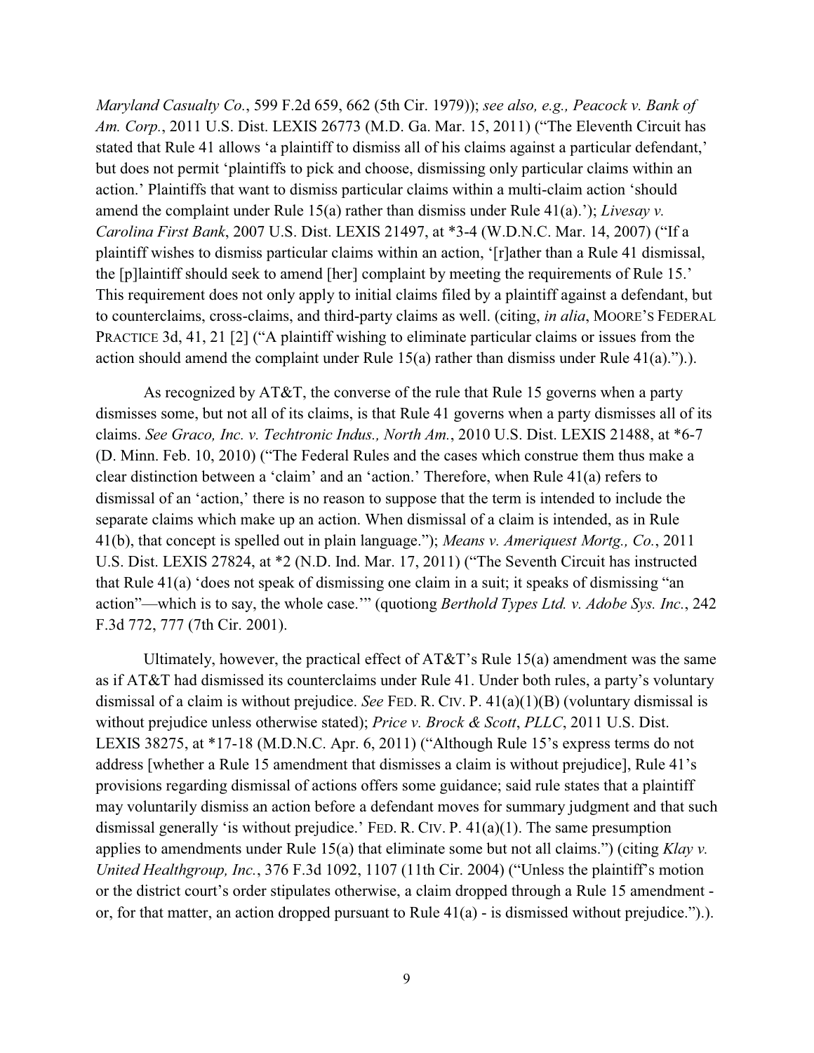*Maryland Casualty Co.*, 599 F.2d 659, 662 (5th Cir. 1979)); *see also, e.g., Peacock v. Bank of Am. Corp.*, 2011 U.S. Dist. LEXIS 26773 (M.D. Ga. Mar. 15, 2011) ("The Eleventh Circuit has stated that Rule 41 allows 'a plaintiff to dismiss all of his claims against a particular defendant,' but does not permit 'plaintiffs to pick and choose, dismissing only particular claims within an action.' Plaintiffs that want to dismiss particular claims within a multi-claim action 'should amend the complaint under Rule 15(a) rather than dismiss under Rule 41(a).'"); *Livesay v. Carolina First Bank*, 2007 U.S. Dist. LEXIS 21497, at *3-4 (W.D.N.C. Mar. 14, 2007) ("If a plaintiff wishes to dismiss particular claims within an action, '[r]ather than a Rule 41 dismissal, the [p]laintiff should seek to amend [her] complaint by meeting the requirements of Rule 15.' This requirement does not only apply to initial claims filed by a plaintiff against a defendant, but to counterclaims, cross-claims, and third-party claims as well. (citing, *in alia*, MOORE'S FEDERAL PRACTICE 3d, 41, 21 [2] ("A plaintiff wishing to eliminate particular claims or issues from the action should amend the complaint under Rule 15(a) rather than dismiss under Rule 41(a).").).

As recognized by AT&T, the converse of the rule that Rule 15 governs when a party dismisses some, but not all of its claims, is that Rule 41 governs when a party dismisses all of its claims. *See Graco, Inc. v. Techtronic Indus., North Am.*, 2010 U.S. Dist. LEXIS 21488, at *6-7 (D. Minn. Feb. 10, 2010) ("The Federal Rules and the cases which construe them thus make a clear distinction between a 'claim' and an 'action.' Therefore, when Rule 41(a) refers to dismissal of an 'action,' there is no reason to suppose that the term is intended to include the separate claims which make up an action. When dismissal of a claim is intended, as in Rule 41(b), that concept is spelled out in plain language."); *Means v. Ameriquest Mortg., Co.*, 2011 U.S. Dist. LEXIS 27824, at *2 (N.D. Ind. Mar. 17, 2011) ("The Seventh Circuit has instructed that Rule 41(a) 'does not speak of dismissing one claim in a suit; it speaks of dismissing "an action"—which is to say, the whole case.'" (quotiong *Berthold Types Ltd. v. Adobe Sys. Inc.*, 242 F.3d 772, 777 (7th Cir. 2001).

Ultimately, however, the practical effect of AT&T's Rule 15(a) amendment was the same as if AT&T had dismissed its counterclaims under Rule 41. Under both rules, a party's voluntary dismissal of a claim is without prejudice. *See* FED. R. CIV. P. 41(a)(1)(B) (voluntary dismissal is without prejudice unless otherwise stated); *Price v. Brock & Scott, PLLC*, 2011 U.S. Dist. LEXIS 38275, at *17-18 (M.D.N.C. Apr. 6, 2011) ("Although Rule 15's express terms do not address [whether a Rule 15 amendment that dismisses a claim is without prejudice], Rule 41's provisions regarding dismissal of actions offers some guidance; said rule states that a plaintiff may voluntarily dismiss an action before a defendant moves for summary judgment and that such dismissal generally 'is without prejudice.' FED. R. CIV. P. 41(a)(1). The same presumption applies to amendments under Rule 15(a) that eliminate some but not all claims.") (citing *Klay v. United Healthgroup, Inc.*, 376 F.3d 1092, 1107 (11th Cir. 2004) ("Unless the plaintiff's motion or the district court's order stipulates otherwise, a claim dropped through a Rule 15 amendment - or, for that matter, an action dropped pursuant to Rule 41(a) - is dismissed without prejudice.").).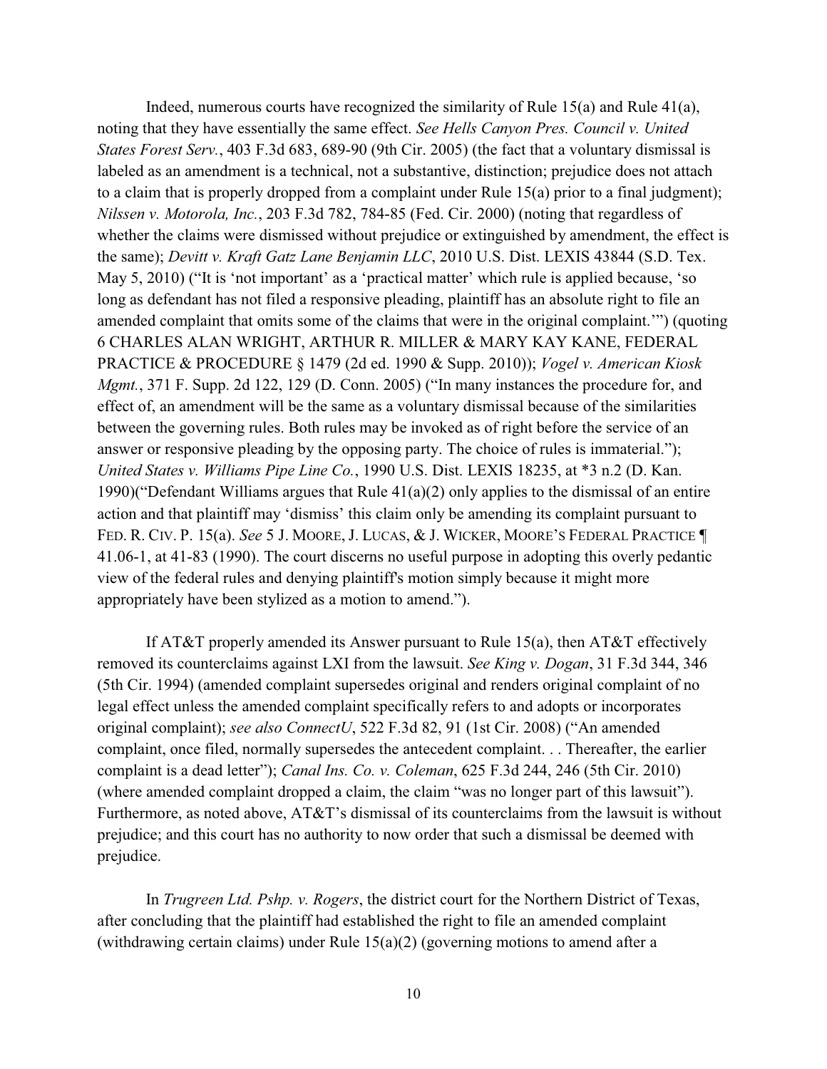Indeed, numerous courts have recognized the similarity of Rule 15(a) and Rule 41(a), noting that they have essentially the same effect. *See Hells Canyon Pres. Council v. United States Forest Serv.*, 403 F.3d 683, 689-90 (9th Cir. 2005) (the fact that a voluntary dismissal is labeled as an amendment is a technical, not a substantive, distinction; prejudice does not attach to a claim that is properly dropped from a complaint under Rule 15(a) prior to a final judgment); *Nilssen v. Motorola, Inc.*, 203 F.3d 782, 784-85 (Fed. Cir. 2000) (noting that regardless of whether the claims were dismissed without prejudice or extinguished by amendment, the effect is the same); *Devitt v. Kraft Gatz Lane Benjamin LLC*, 2010 U.S. Dist. LEXIS 43844 (S.D. Tex. May 5, 2010) ("It is 'not important' as a 'practical matter' which rule is applied because, 'so long as defendant has not filed a responsive pleading, plaintiff has an absolute right to file an amended complaint that omits some of the claims that were in the original complaint.'") (quoting 6 CHARLES ALAN WRIGHT, ARTHUR R. MILLER & MARY KAY KANE, FEDERAL PRACTICE & PROCEDURE § 1479 (2d ed. 1990 & Supp. 2010)); *Vogel v. American Kiosk Mgmt.*, 371 F. Supp. 2d 122, 129 (D. Conn. 2005) ("In many instances the procedure for, and effect of, an amendment will be the same as a voluntary dismissal because of the similarities between the governing rules. Both rules may be invoked as of right before the service of an answer or responsive pleading by the opposing party. The choice of rules is immaterial."); *United States v. Williams Pipe Line Co.*, 1990 U.S. Dist. LEXIS 18235, at *3 n.2 (D. Kan. 1990)("Defendant Williams argues that Rule 41(a)(2) only applies to the dismissal of an entire action and that plaintiff may 'dismiss' this claim only be amending its complaint pursuant to FED. R. CIV. P. 15(a). *See* 5 J. MOORE, J. LUCAS, & J. WICKER, MOORE'S FEDERAL PRACTICE ¶ 41.06-1, at 41-83 (1990). The court discerns no useful purpose in adopting this overly pedantic view of the federal rules and denying plaintiff's motion simply because it might more appropriately have been stylized as a motion to amend.").

If AT&T properly amended its Answer pursuant to Rule 15(a), then AT&T effectively removed its counterclaims against LXI from the lawsuit. *See King v. Dogan*, 31 F.3d 344, 346 (5th Cir. 1994) (amended complaint supersedes original and renders original complaint of no legal effect unless the amended complaint specifically refers to and adopts or incorporates original complaint); *see also ConnectU*, 522 F.3d 82, 91 (1st Cir. 2008) ("An amended complaint, once filed, normally supersedes the antecedent complaint. . . Thereafter, the earlier complaint is a dead letter"); *Canal Ins. Co. v. Coleman*, 625 F.3d 244, 246 (5th Cir. 2010) (where amended complaint dropped a claim, the claim "was no longer part of this lawsuit"). Furthermore, as noted above, AT&T's dismissal of its counterclaims from the lawsuit is without prejudice; and this court has no authority to now order that such a dismissal be deemed with prejudice.

In *Trugreen Ltd. Pshp. v. Rogers*, the district court for the Northern District of Texas, after concluding that the plaintiff had established the right to file an amended complaint (withdrawing certain claims) under Rule 15(a)(2) (governing motions to amend after a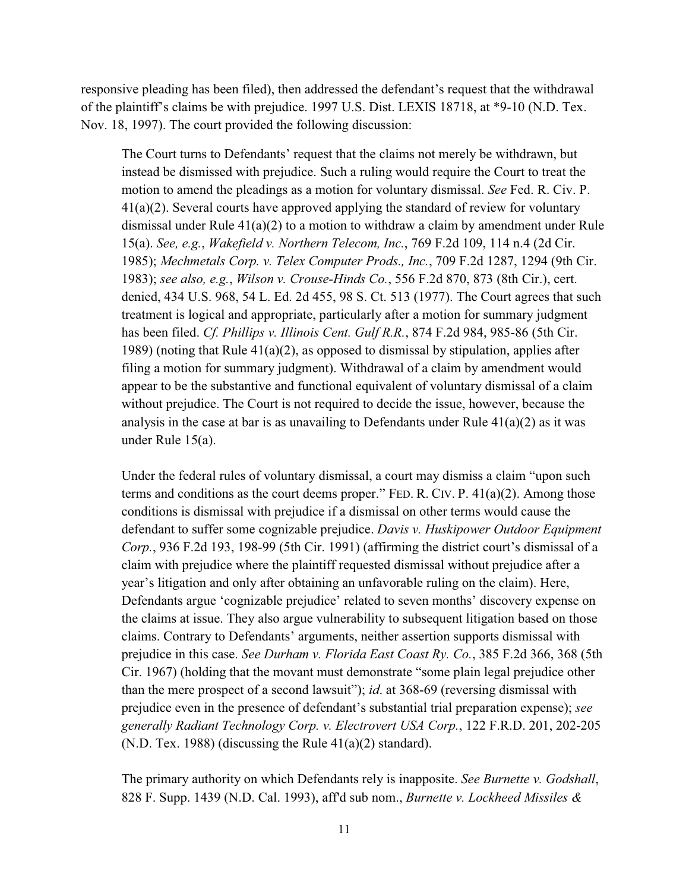responsive pleading has been filed), then addressed the defendant's request that the withdrawal of the plaintiff's claims be with prejudice. 1997 U.S. Dist. LEXIS 18718, at *9-10 (N.D. Tex. Nov. 18, 1997). The court provided the following discussion:

> The Court turns to Defendants' request that the claims not merely be withdrawn, but instead be dismissed with prejudice. Such a ruling would require the Court to treat the motion to amend the pleadings as a motion for voluntary dismissal. *See* Fed. R. Civ. P. 41(a)(2). Several courts have approved applying the standard of review for voluntary dismissal under Rule 41(a)(2) to a motion to withdraw a claim by amendment under Rule 15(a). *See, e.g.*, *Wakefield v. Northern Telecom, Inc.*, 769 F.2d 109, 114 n.4 (2d Cir. 1985); *Mechmetals Corp. v. Telex Computer Prods., Inc.*, 709 F.2d 1287, 1294 (9th Cir. 1983); *see also, e.g.*, *Wilson v. Crouse-Hinds Co.*, 556 F.2d 870, 873 (8th Cir.), cert. denied, 434 U.S. 968, 54 L. Ed. 2d 455, 98 S. Ct. 513 (1977). The Court agrees that such treatment is logical and appropriate, particularly after a motion for summary judgment has been filed. *Cf. Phillips v. Illinois Cent. Gulf R.R.*, 874 F.2d 984, 985-86 (5th Cir. 1989) (noting that Rule 41(a)(2), as opposed to dismissal by stipulation, applies after filing a motion for summary judgment). Withdrawal of a claim by amendment would appear to be the substantive and functional equivalent of voluntary dismissal of a claim without prejudice. The Court is not required to decide the issue, however, because the analysis in the case at bar is as unavailing to Defendants under Rule 41(a)(2) as it was under Rule 15(a).
>
> Under the federal rules of voluntary dismissal, a court may dismiss a claim "upon such terms and conditions as the court deems proper." FED. R. CIV. P. 41(a)(2). Among those conditions is dismissal with prejudice if a dismissal on other terms would cause the defendant to suffer some cognizable prejudice. *Davis v. Huskipower Outdoor Equipment Corp.*, 936 F.2d 193, 198-99 (5th Cir. 1991) (affirming the district court's dismissal of a claim with prejudice where the plaintiff requested dismissal without prejudice after a year's litigation and only after obtaining an unfavorable ruling on the claim). Here, Defendants argue 'cognizable prejudice' related to seven months' discovery expense on the claims at issue. They also argue vulnerability to subsequent litigation based on those claims. Contrary to Defendants' arguments, neither assertion supports dismissal with prejudice in this case. *See Durham v. Florida East Coast Ry. Co.*, 385 F.2d 366, 368 (5th Cir. 1967) (holding that the movant must demonstrate "some plain legal prejudice other than the mere prospect of a second lawsuit"); *id.* at 368-69 (reversing dismissal with prejudice even in the presence of defendant's substantial trial preparation expense); *see generally Radiant Technology Corp. v. Electrovert USA Corp.*, 122 F.R.D. 201, 202-205 (N.D. Tex. 1988) (discussing the Rule 41(a)(2) standard).
>
> The primary authority on which Defendants rely is inapposite. *See Burnette v. Godshall*, 828 F. Supp. 1439 (N.D. Cal. 1993), aff'd sub nom., *Burnette v. Lockheed Missiles &*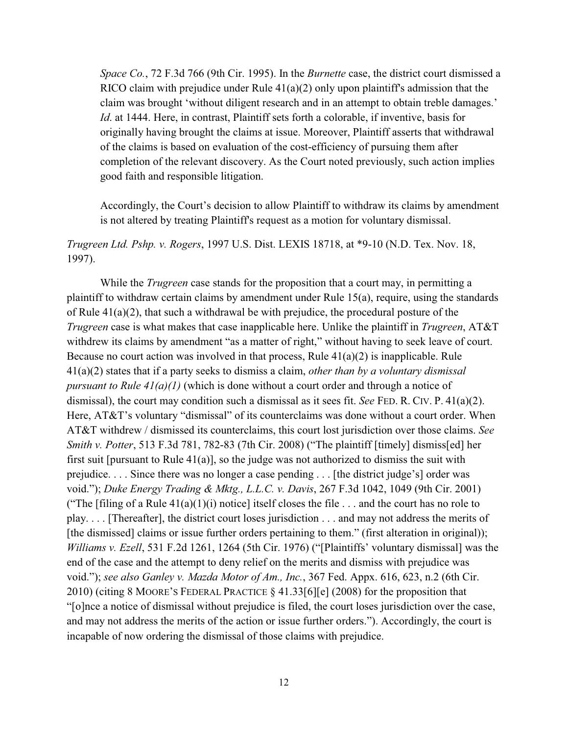> *Space Co.*, 72 F.3d 766 (9th Cir. 1995). In the *Burnette* case, the district court dismissed a RICO claim with prejudice under Rule 41(a)(2) only upon plaintiff's admission that the claim was brought 'without diligent research and in an attempt to obtain treble damages.' *Id*. at 1444. Here, in contrast, Plaintiff sets forth a colorable, if inventive, basis for originally having brought the claims at issue. Moreover, Plaintiff asserts that withdrawal of the claims is based on evaluation of the cost-efficiency of pursuing them after completion of the relevant discovery. As the Court noted previously, such action implies good faith and responsible litigation.
>
> Accordingly, the Court's decision to allow Plaintiff to withdraw its claims by amendment is not altered by treating Plaintiff's request as a motion for voluntary dismissal.

*Trugreen Ltd. Pshp. v. Rogers*, 1997 U.S. Dist. LEXIS 18718, at *9-10 (N.D. Tex. Nov. 18, 1997).

While the *Trugreen* case stands for the proposition that a court may, in permitting a plaintiff to withdraw certain claims by amendment under Rule 15(a), require, using the standards of Rule 41(a)(2), that such a withdrawal be with prejudice, the procedural posture of the *Trugreen* case is what makes that case inapplicable here. Unlike the plaintiff in *Trugreen*, AT&T withdrew its claims by amendment "as a matter of right," without having to seek leave of court. Because no court action was involved in that process, Rule 41(a)(2) is inapplicable. Rule 41(a)(2) states that if a party seeks to dismiss a claim, *other than by a voluntary dismissal pursuant to Rule 41(a)(1)* (which is done without a court order and through a notice of dismissal), the court may condition such a dismissal as it sees fit. *See* FED. R. CIV. P. 41(a)(2). Here, AT&T's voluntary "dismissal" of its counterclaims was done without a court order. When AT&T withdrew / dismissed its counterclaims, this court lost jurisdiction over those claims. *See Smith v. Potter*, 513 F.3d 781, 782-83 (7th Cir. 2008) ("The plaintiff [timely] dismiss[ed] her first suit [pursuant to Rule 41(a)], so the judge was not authorized to dismiss the suit with prejudice. . . . Since there was no longer a case pending . . . [the district judge's] order was void."); *Duke Energy Trading & Mktg., L.L.C. v. Davis*, 267 F.3d 1042, 1049 (9th Cir. 2001) ("The [filing of a Rule 41(a)(1)(i) notice] itself closes the file . . . and the court has no role to play. . . . [Thereafter], the district court loses jurisdiction . . . and may not address the merits of [the dismissed] claims or issue further orders pertaining to them." (first alteration in original)); *Williams v. Ezell*, 531 F.2d 1261, 1264 (5th Cir. 1976) ("[Plaintiffs' voluntary dismissal] was the end of the case and the attempt to deny relief on the merits and dismiss with prejudice was void."); *see also Ganley v. Mazda Motor of Am., Inc.*, 367 Fed. Appx. 616, 623, n.2 (6th Cir. 2010) (citing 8 MOORE'S FEDERAL PRACTICE § 41.33[6][e] (2008) for the proposition that "[o]nce a notice of dismissal without prejudice is filed, the court loses jurisdiction over the case, and may not address the merits of the action or issue further orders."). Accordingly, the court is incapable of now ordering the dismissal of those claims with prejudice.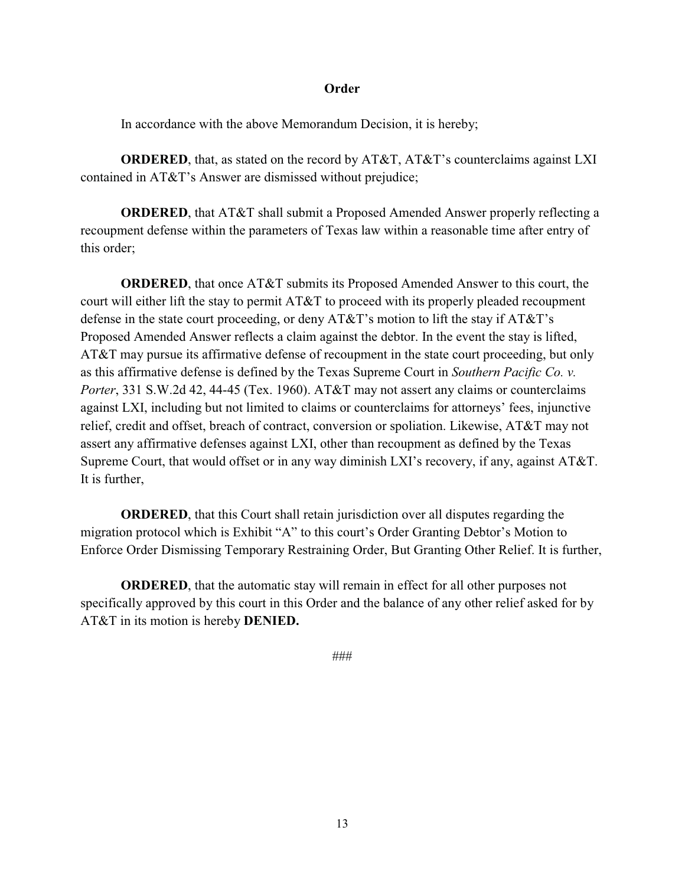## Order

In accordance with the above Memorandum Decision, it is hereby;

**ORDERED**, that, as stated on the record by AT&T, AT&T's counterclaims against LXI contained in AT&T's Answer are dismissed without prejudice;

**ORDERED**, that AT&T shall submit a Proposed Amended Answer properly reflecting a recoupment defense within the parameters of Texas law within a reasonable time after entry of this order;

**ORDERED**, that once AT&T submits its Proposed Amended Answer to this court, the court will either lift the stay to permit AT&T to proceed with its properly pleaded recoupment defense in the state court proceeding, or deny AT&T's motion to lift the stay if AT&T's Proposed Amended Answer reflects a claim against the debtor. In the event the stay is lifted, AT&T may pursue its affirmative defense of recoupment in the state court proceeding, but only as this affirmative defense is defined by the Texas Supreme Court in *Southern Pacific Co. v. Porter*, 331 S.W.2d 42, 44-45 (Tex. 1960). AT&T may not assert any claims or counterclaims against LXI, including but not limited to claims or counterclaims for attorneys' fees, injunctive relief, credit and offset, breach of contract, conversion or spoliation. Likewise, AT&T may not assert any affirmative defenses against LXI, other than recoupment as defined by the Texas Supreme Court, that would offset or in any way diminish LXI's recovery, if any, against AT&T. It is further,

**ORDERED**, that this Court shall retain jurisdiction over all disputes regarding the migration protocol which is Exhibit "A" to this court's Order Granting Debtor's Motion to Enforce Order Dismissing Temporary Restraining Order, But Granting Other Relief. It is further,

**ORDERED**, that the automatic stay will remain in effect for all other purposes not specifically approved by this court in this Order and the balance of any other relief asked for by AT&T in its motion is hereby **DENIED.**

###